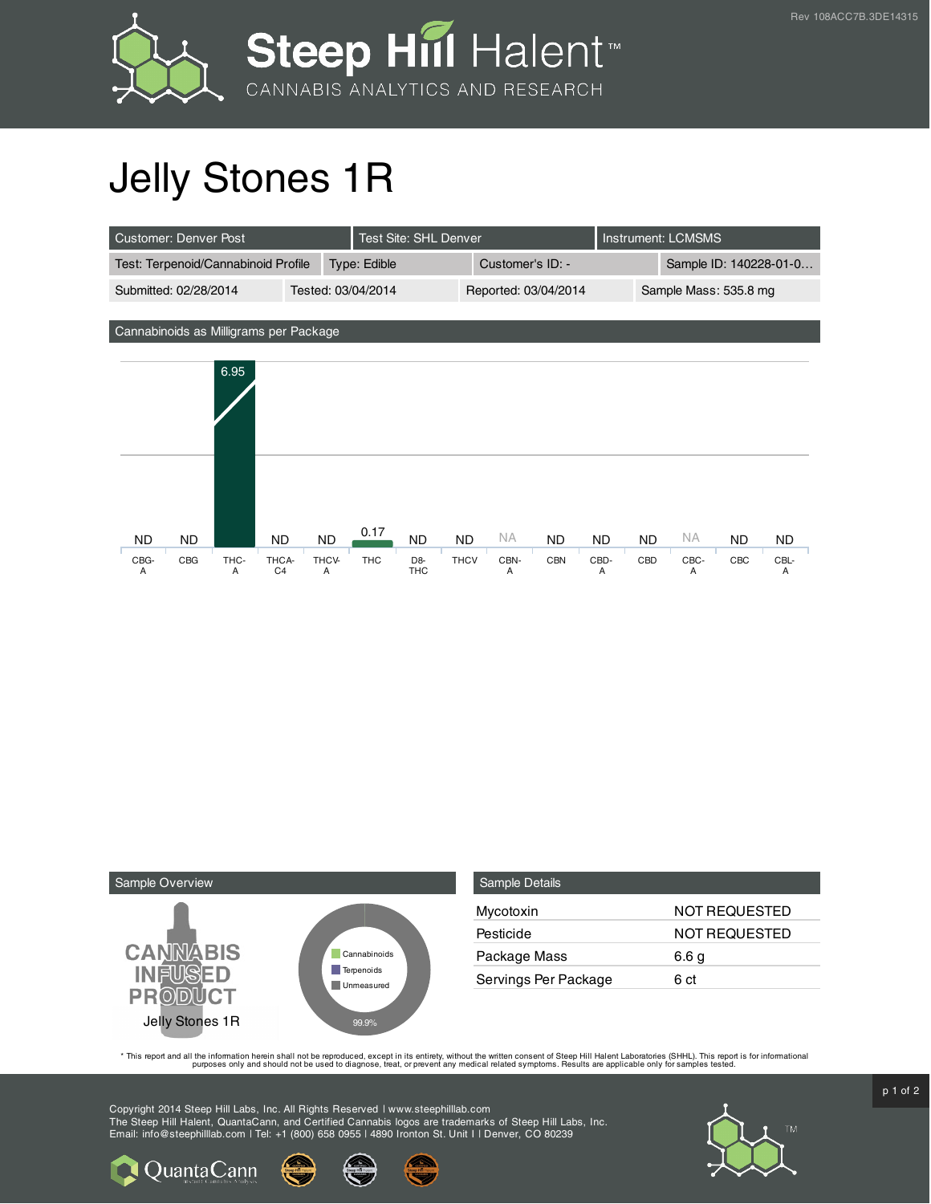# Jelly Stones 1R

| Customer: Denver Post | Test Site: SHL Denver | Instrument: LCMSMS | |
|---|---|---|---|
| Test: Terpenoid/Cannabinoid Profile | Type: Edible | Customer's ID: - | Sample ID: 140228-01-0… |
| Submitted: 02/28/2014 | Tested: 03/04/2014 | Reported: 03/04/2014 | Sample Mass: 535.8 mg |

## Cannabinoids as Milligrams per Package

| CBG-A | CBG | THC-A | THCA-C4 | THCV-A | THC | D8-THC | THCV | CBN-A | CBN | CBD-A | CBD | CBC-A | CBC | CBL-A |
|---|---|---|---|---|---|---|---|---|---|---|---|---|---|---|
| ND | ND | 6.95 | ND | ND | 0.17 | ND | ND | NA | ND | ND | ND | NA | ND | ND |

## Sample Overview

CANNABIS INFUSED PRODUCT

Jelly Stones 1R

- Cannabinoids
- Terpenoids
- Unmeasured

99.9%

## Sample Details

| | |
|---|---|
| Mycotoxin | NOT REQUESTED |
| Pesticide | NOT REQUESTED |
| Package Mass | 6.6 g |
| Servings Per Package | 6 ct |

* This report and all the information herein shall not be reproduced, except in its entirety, without the written consent of Steep Hill Halent Laboratories (SHHL). This report is for informational purposes only and should not be used to diagnose, treat, or prevent any medical related symptoms. Results are applicable only for samples tested.

Copyright 2014 Steep Hill Labs, Inc. All Rights Reserved | www.steephilllab.com
The Steep Hill Halent, QuantaCann, and Certified Cannabis logos are trademarks of Steep Hill Labs, Inc.
Email: info@steephilllab.com | Tel: +1 (800) 658 0955 | 4890 Ironton St. Unit I | Denver, CO 80239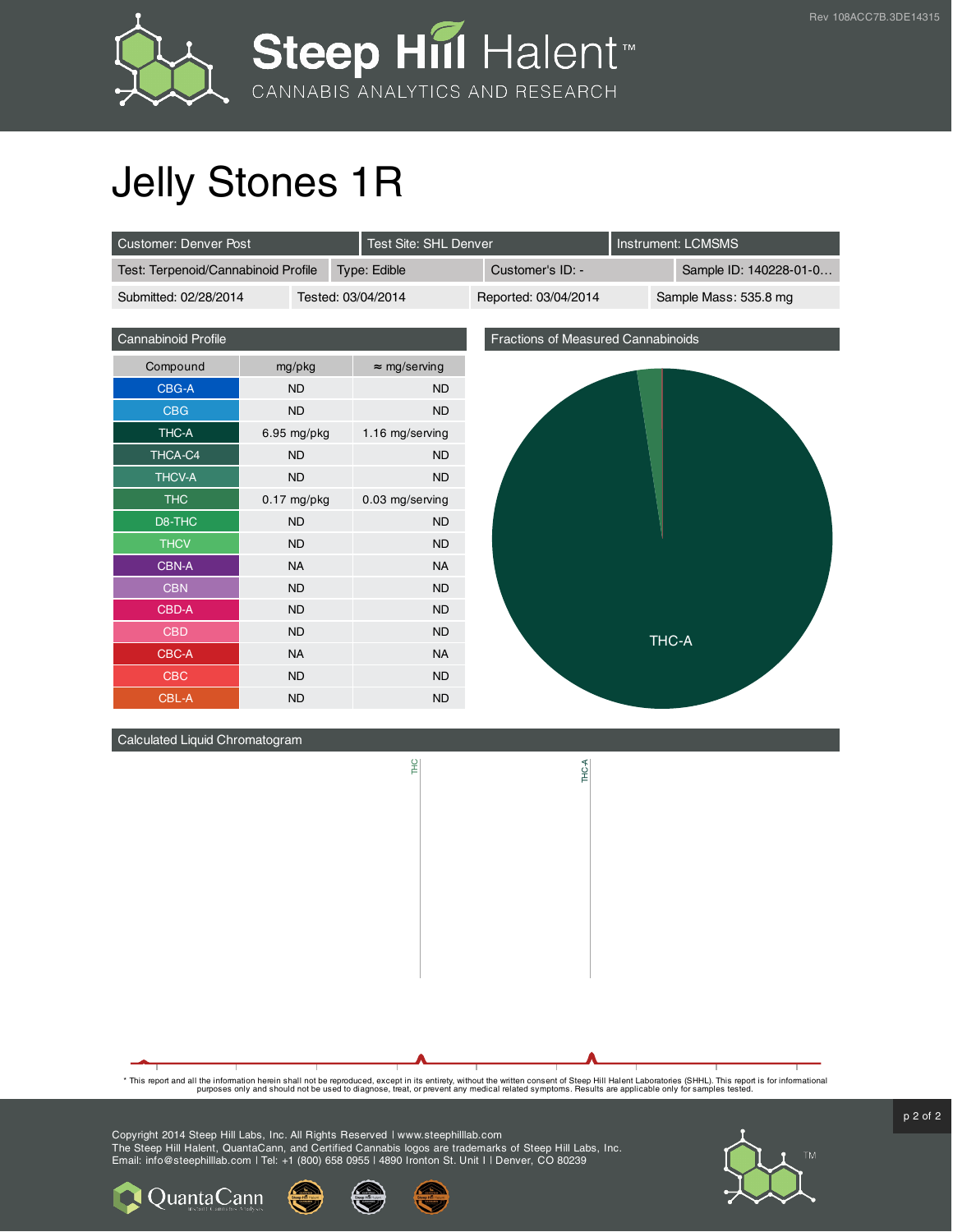Rev 108ACC7B.3DE14315

Steep Hill Halent™
CANNABIS ANALYTICS AND RESEARCH

# Jelly Stones 1R

| | | |
|---|---|---|
| Customer: Denver Post | Test Site: SHL Denver | Instrument: LCMSMS |

| | | | |
|---|---|---|---|
| Test: Terpenoid/Cannabinoid Profile | Type: Edible | Customer's ID: - | Sample ID: 140228-01-0… |
| Submitted: 02/28/2014 | Tested: 03/04/2014 | Reported: 03/04/2014 | Sample Mass: 535.8 mg |

## Cannabinoid Profile

| Compound | mg/pkg | ≈ mg/serving |
|---|---|---|
| CBG-A | ND | ND |
| CBG | ND | ND |
| THC-A | 6.95 mg/pkg | 1.16 mg/serving |
| THCA-C4 | ND | ND |
| THCV-A | ND | ND |
| THC | 0.17 mg/pkg | 0.03 mg/serving |
| D8-THC | ND | ND |
| THCV | ND | ND |
| CBN-A | NA | NA |
| CBN | ND | ND |
| CBD-A | ND | ND |
| CBD | ND | ND |
| CBC-A | NA | NA |
| CBC | ND | ND |
| CBL-A | ND | ND |

## Fractions of Measured Cannabinoids

THC-A

## Calculated Liquid Chromatogram

THC
THC-A

* This report and all the information herein shall not be reproduced, except in its entirety, without the written consent of Steep Hill Halent Laboratories (SHHL). This report is for informational purposes only and should not be used to diagnose, treat, or prevent any medical related symptoms. Results are applicable only for samples tested.

Copyright 2014 Steep Hill Labs, Inc. All Rights Reserved | www.steephilllab.com
The Steep Hill Halent, QuantaCann, and Certified Cannabis logos are trademarks of Steep Hill Labs, Inc.
Email: info@steephilllab.com | Tel: +1 (800) 658 0955 | 4890 Ironton St. Unit I | Denver, CO 80239

QuantaCann